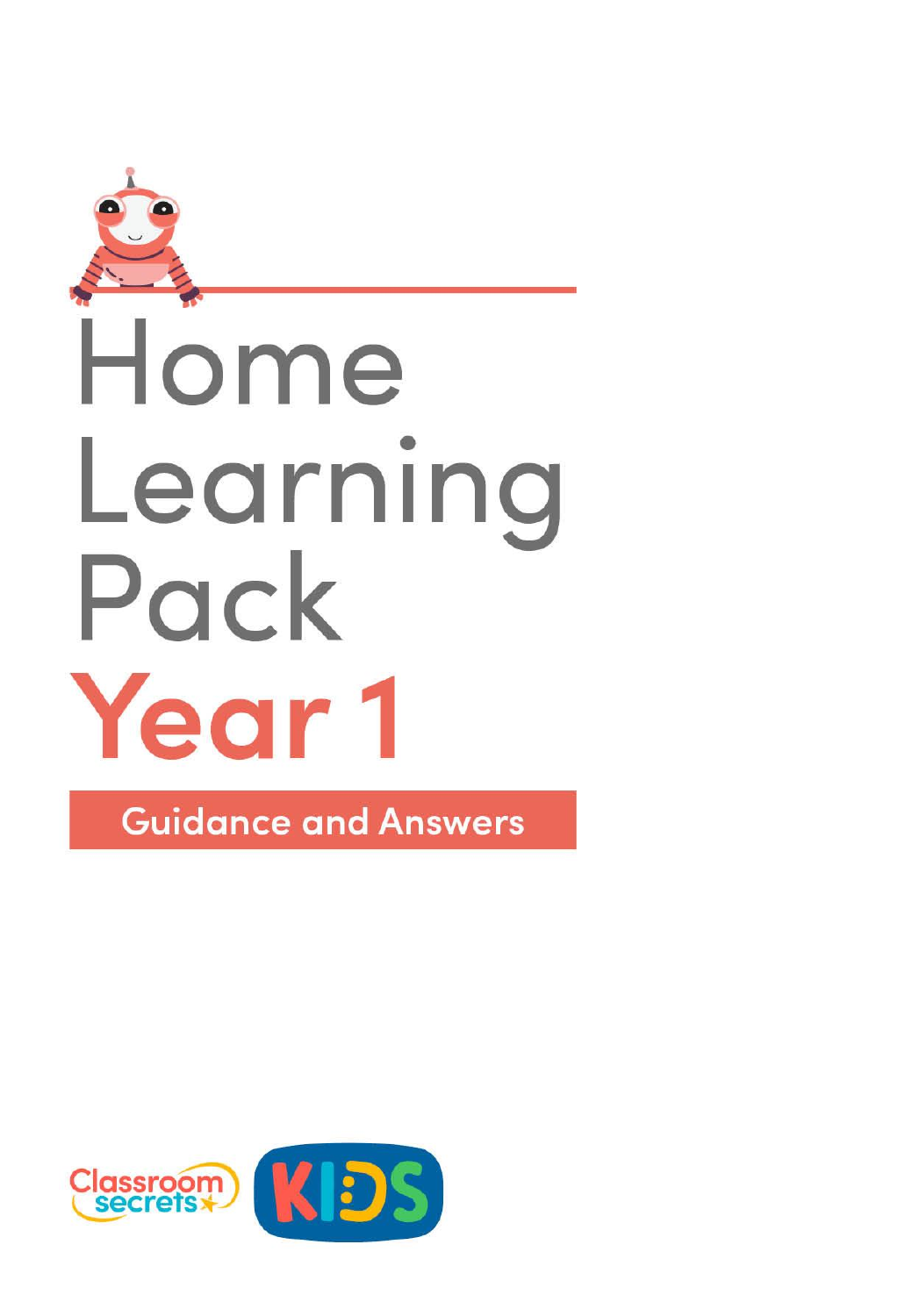# Home Learning Pack

# Year 1

## Guidance and Answers

Classroom secrets

KIDS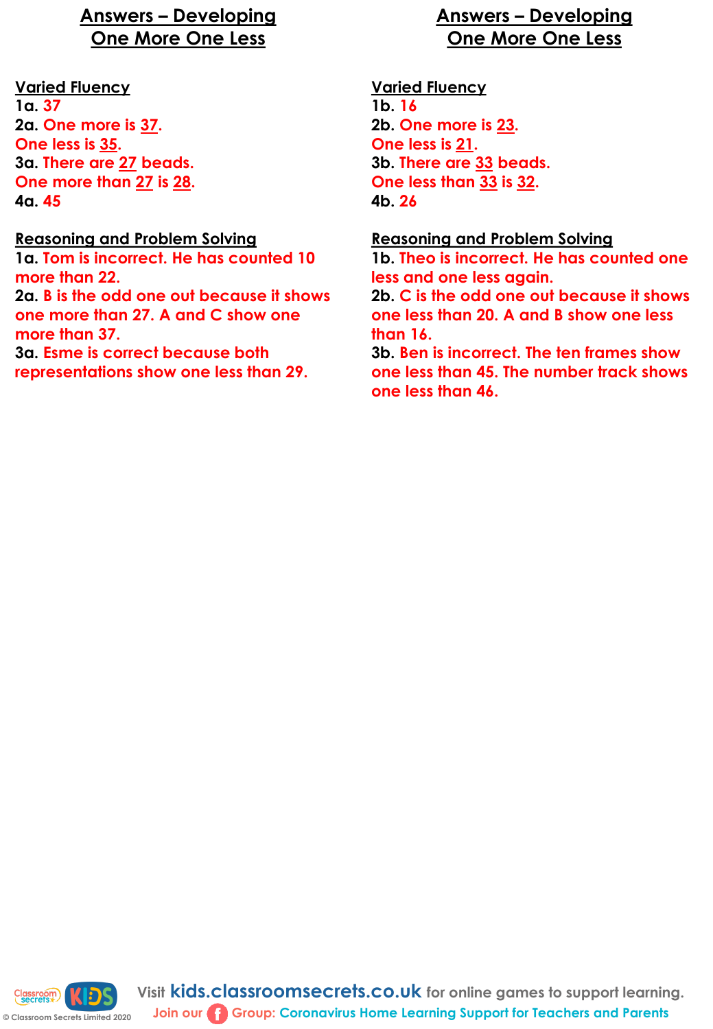## Answers – Developing
## One More One Less

**Varied Fluency**

**1a.** 37

**2a.** One more is 37.
One less is 35.

**3a.** There are 27 beads.
One more than 27 is 28.

**4a.** 45

**Reasoning and Problem Solving**

**1a.** Tom is incorrect. He has counted 10 more than 22.

**2a.** B is the odd one out because it shows one more than 27. A and C show one more than 37.

**3a.** Esme is correct because both representations show one less than 29.

## Answers – Developing
## One More One Less

**Varied Fluency**

**1b.** 16

**2b.** One more is 23.
One less is 21.

**3b.** There are 33 beads.
One less than 33 is 32.

**4b.** 26

**Reasoning and Problem Solving**

**1b.** Theo is incorrect. He has counted one less and one less again.

**2b.** C is the odd one out because it shows one less than 20. A and B show one less than 16.

**3b.** Ben is incorrect. The ten frames show one less than 45. The number track shows one less than 46.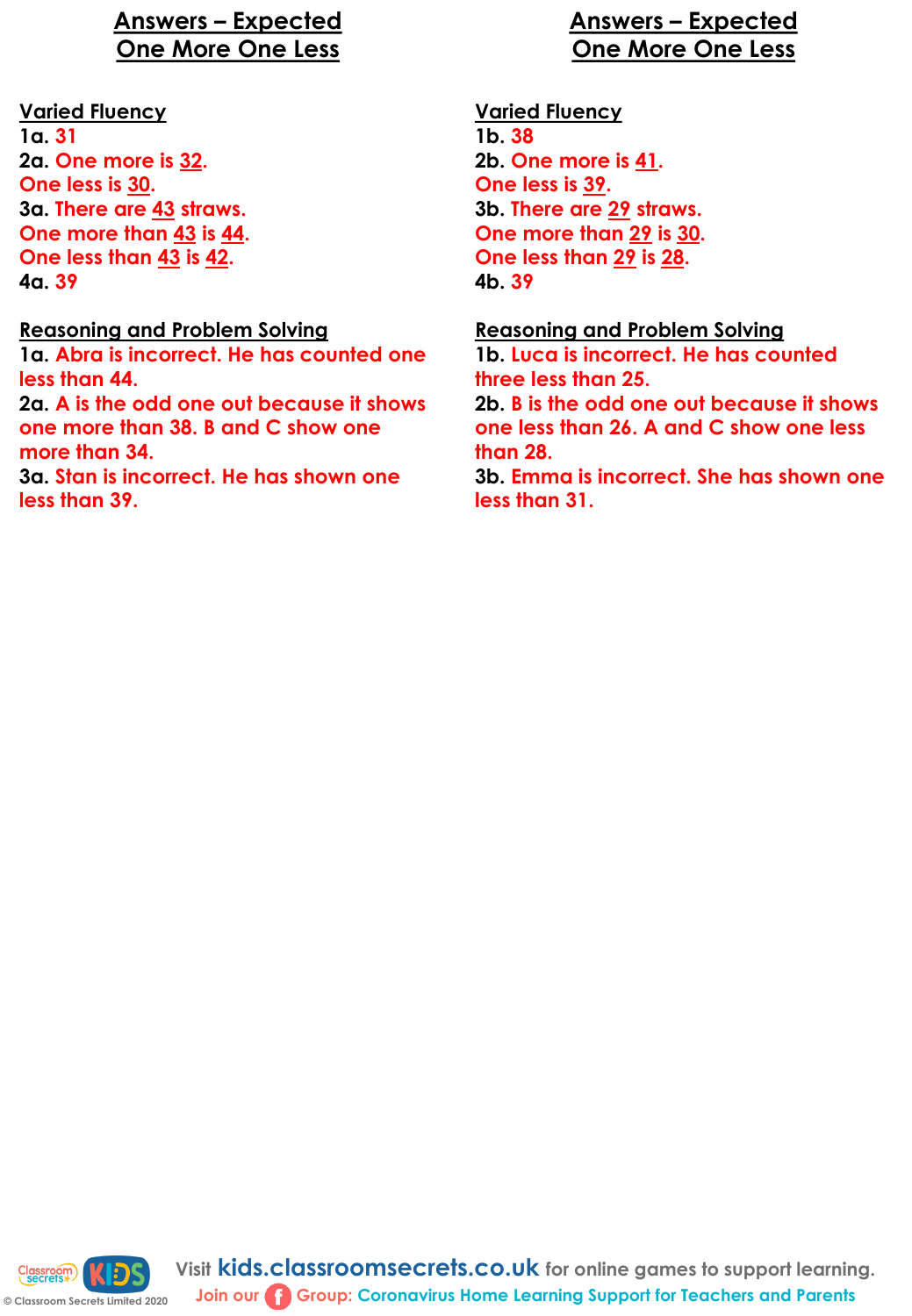## Answers – Expected
## One More One Less

### Varied Fluency

**1a.** 31

**2a.** One more is **32**.
One less is **30**.

**3a.** There are **43** straws.
One more than **43** is **44**.
One less than **43** is **42**.

**4a.** 39

### Reasoning and Problem Solving

**1a.** Abra is incorrect. He has counted one less than 44.

**2a.** A is the odd one out because it shows one more than 38. B and C show one more than 34.

**3a.** Stan is incorrect. He has shown one less than 39.

## Answers – Expected
## One More One Less

### Varied Fluency

**1b.** 38

**2b.** One more is **41**.
One less is **39**.

**3b.** There are **29** straws.
One more than **29** is **30**.
One less than **29** is **28**.

**4b.** 39

### Reasoning and Problem Solving

**1b.** Luca is incorrect. He has counted three less than 25.

**2b.** B is the odd one out because it shows one less than 26. A and C show one less than 28.

**3b.** Emma is incorrect. She has shown one less than 31.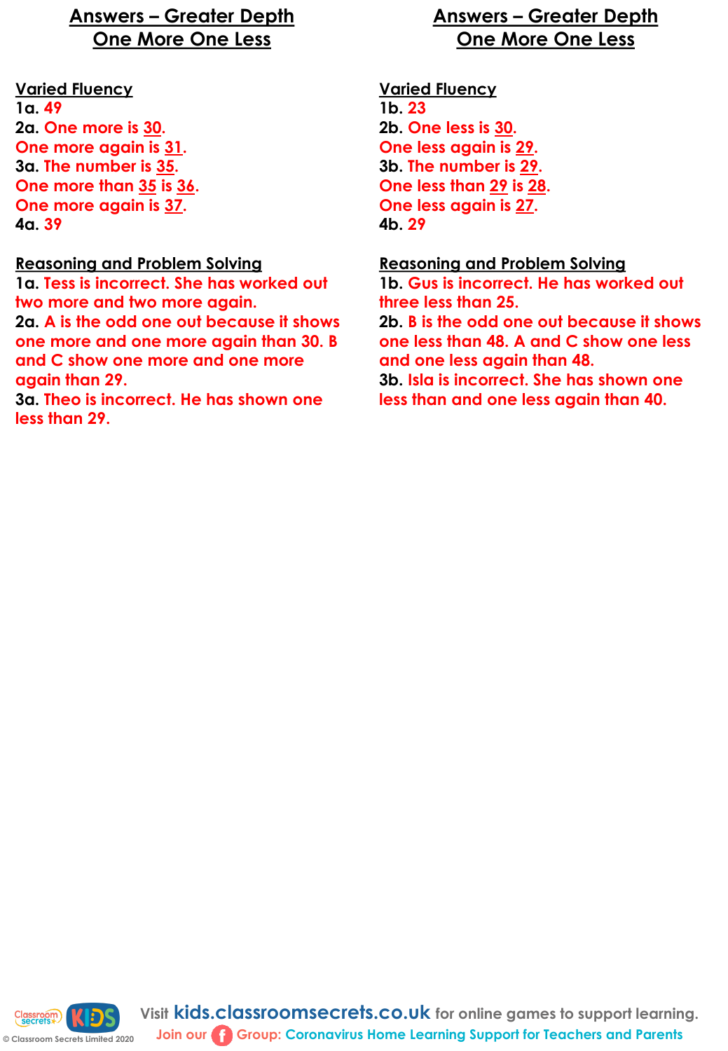## Answers – Greater Depth
## One More One Less

**Varied Fluency**

**1a.** 49

**2a.** One more is 30.
One more again is 31.

**3a.** The number is 35.
One more than 35 is 36.
One more again is 37.

**4a.** 39

**Reasoning and Problem Solving**

**1a.** Tess is incorrect. She has worked out two more and two more again.

**2a.** A is the odd one out because it shows one more and one more again than 30. B and C show one more and one more again than 29.

**3a.** Theo is incorrect. He has shown one less than 29.

## Answers – Greater Depth
## One More One Less

**Varied Fluency**

**1b.** 23

**2b.** One less is 30.
One less again is 29.

**3b.** The number is 29.
One less than 29 is 28.
One less again is 27.

**4b.** 29

**Reasoning and Problem Solving**

**1b.** Gus is incorrect. He has worked out three less than 25.

**2b.** B is the odd one out because it shows one less than 48. A and C show one less and one less again than 48.

**3b.** Isla is incorrect. She has shown one less than and one less again than 40.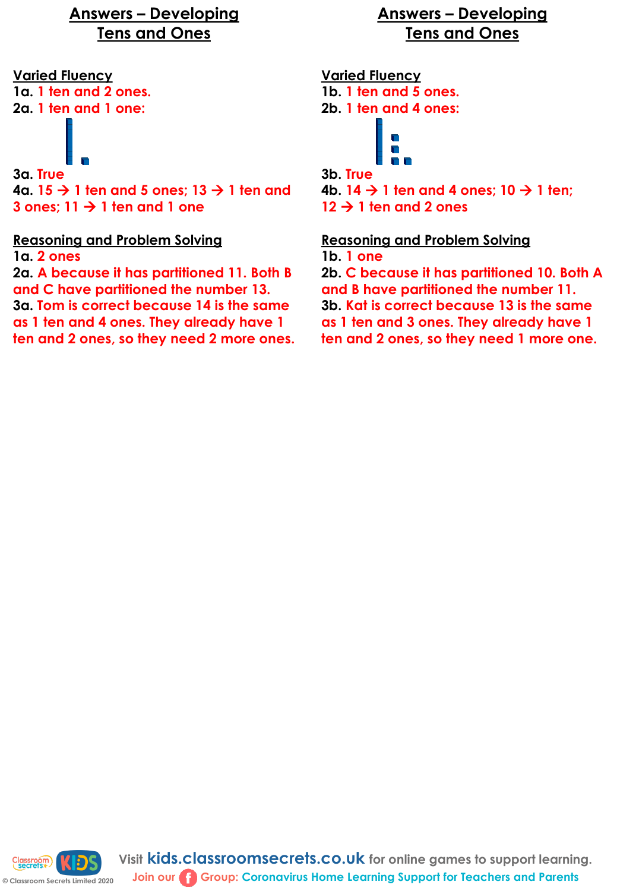# Answers – Developing Tens and Ones

## Varied Fluency

**1a.** 1 ten and 2 ones.

**2a.** 1 ten and 1 one:

**3a.** True

**4a.** 15 → 1 ten and 5 ones; 13 → 1 ten and 3 ones; 11 → 1 ten and 1 one

## Reasoning and Problem Solving

**1a.** 2 ones

**2a.** A because it has partitioned 11. Both B and C have partitioned the number 13.

**3a.** Tom is correct because 14 is the same as 1 ten and 4 ones. They already have 1 ten and 2 ones, so they need 2 more ones.

# Answers – Developing Tens and Ones

## Varied Fluency

**1b.** 1 ten and 5 ones.

**2b.** 1 ten and 4 ones:

**3b.** True

**4b.** 14 → 1 ten and 4 ones; 10 → 1 ten; 12 → 1 ten and 2 ones

## Reasoning and Problem Solving

**1b.** 1 one

**2b.** C because it has partitioned 10. Both A and B have partitioned the number 11.

**3b.** Kat is correct because 13 is the same as 1 ten and 3 ones. They already have 1 ten and 2 ones, so they need 1 more one.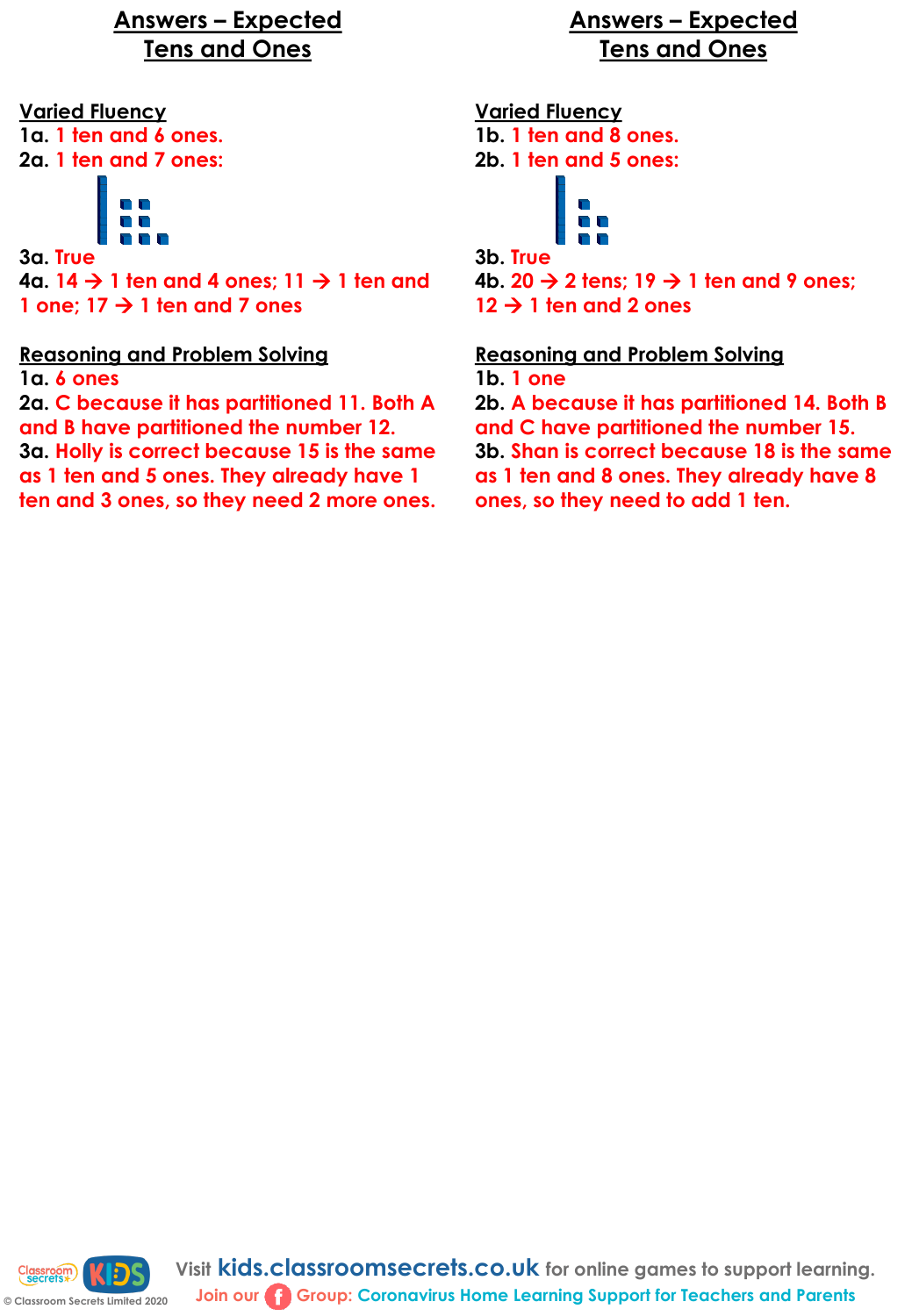## Answers – Expected
## Tens and Ones

### Varied Fluency

**1a.** 1 ten and 6 ones.

**2a.** 1 ten and 7 ones:

**3a.** True

**4a.** 14 → 1 ten and 4 ones; 11 → 1 ten and 1 one; 17 → 1 ten and 7 ones

### Reasoning and Problem Solving

**1a.** 6 ones

**2a.** C because it has partitioned 11. Both A and B have partitioned the number 12.

**3a.** Holly is correct because 15 is the same as 1 ten and 5 ones. They already have 1 ten and 3 ones, so they need 2 more ones.

## Answers – Expected
## Tens and Ones

### Varied Fluency

**1b.** 1 ten and 8 ones.

**2b.** 1 ten and 5 ones:

**3b.** True

**4b.** 20 → 2 tens; 19 → 1 ten and 9 ones; 12 → 1 ten and 2 ones

### Reasoning and Problem Solving

**1b.** 1 one

**2b.** A because it has partitioned 14. Both B and C have partitioned the number 15.

**3b.** Shan is correct because 18 is the same as 1 ten and 8 ones. They already have 8 ones, so they need to add 1 ten.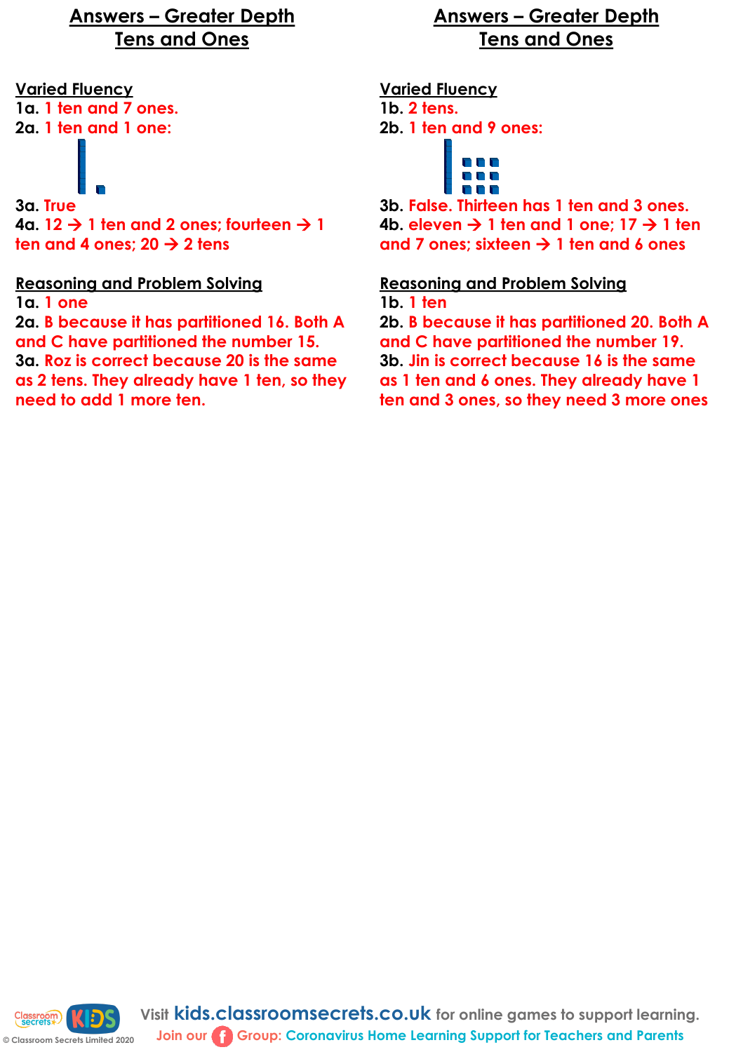## Answers – Greater Depth
## Tens and Ones

### Varied Fluency

**1a.** 1 ten and 7 ones.

**2a.** 1 ten and 1 one:

**3a.** True

**4a.** 12 → 1 ten and 2 ones; fourteen → 1 ten and 4 ones; 20 → 2 tens

### Reasoning and Problem Solving

**1a.** 1 one

**2a.** B because it has partitioned 16. Both A and C have partitioned the number 15.

**3a.** Roz is correct because 20 is the same as 2 tens. They already have 1 ten, so they need to add 1 more ten.

## Answers – Greater Depth
## Tens and Ones

### Varied Fluency

**1b.** 2 tens.

**2b.** 1 ten and 9 ones:

**3b.** False. Thirteen has 1 ten and 3 ones.

**4b.** eleven → 1 ten and 1 one; 17 → 1 ten and 7 ones; sixteen → 1 ten and 6 ones

### Reasoning and Problem Solving

**1b.** 1 ten

**2b.** B because it has partitioned 20. Both A and C have partitioned the number 19.

**3b.** Jin is correct because 16 is the same as 1 ten and 6 ones. They already have 1 ten and 3 ones, so they need 3 more ones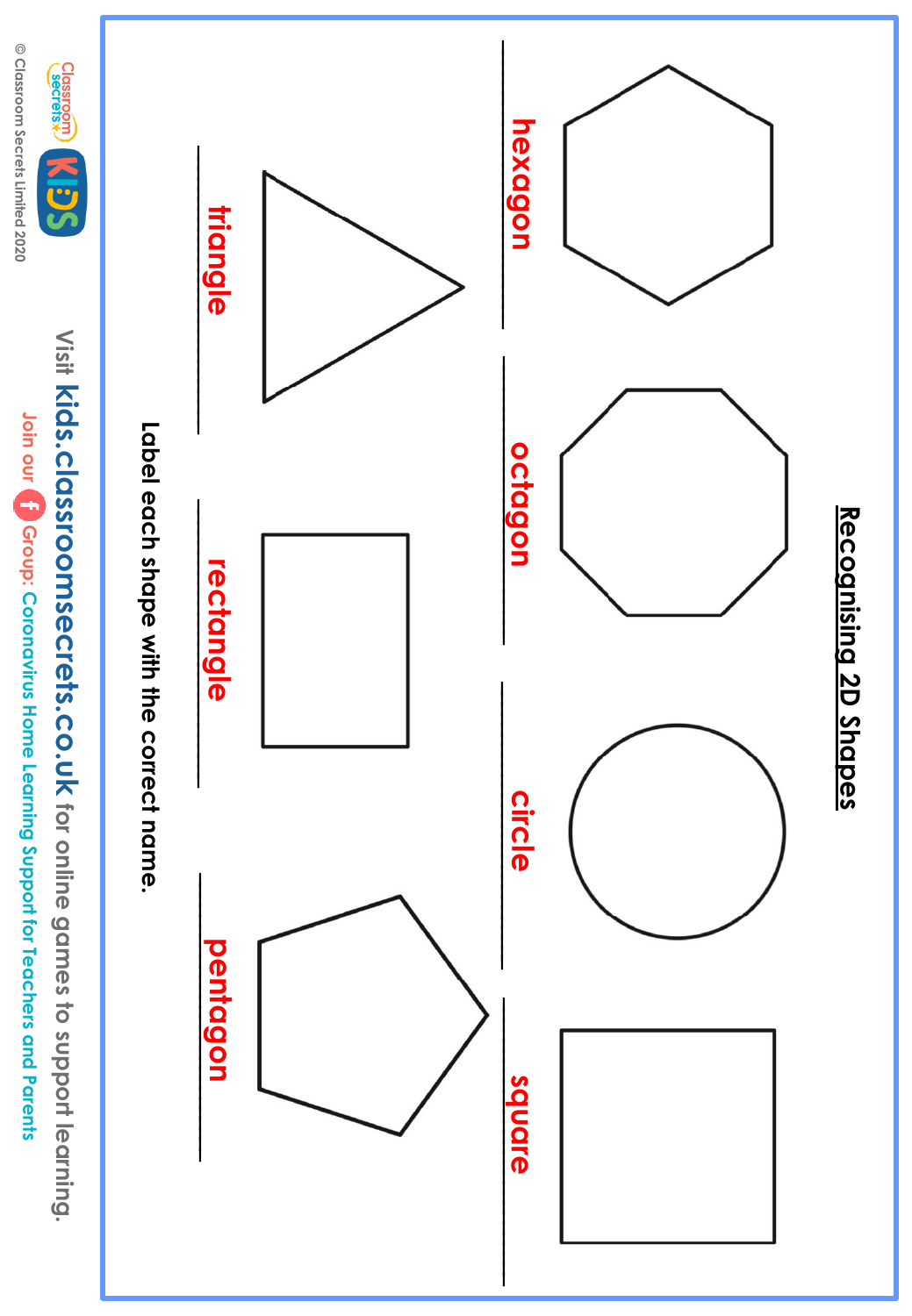## Recognising 2D Shapes

Label each shape with the correct name.

hexagon

octagon

circle

square

triangle

rectangle

pentagon

Visit **kids.classroomsecrets.co.uk** for online games to support learning.

Join our Group: Coronavirus Home Learning Support for Teachers and Parents

© Classroom Secrets Limited 2020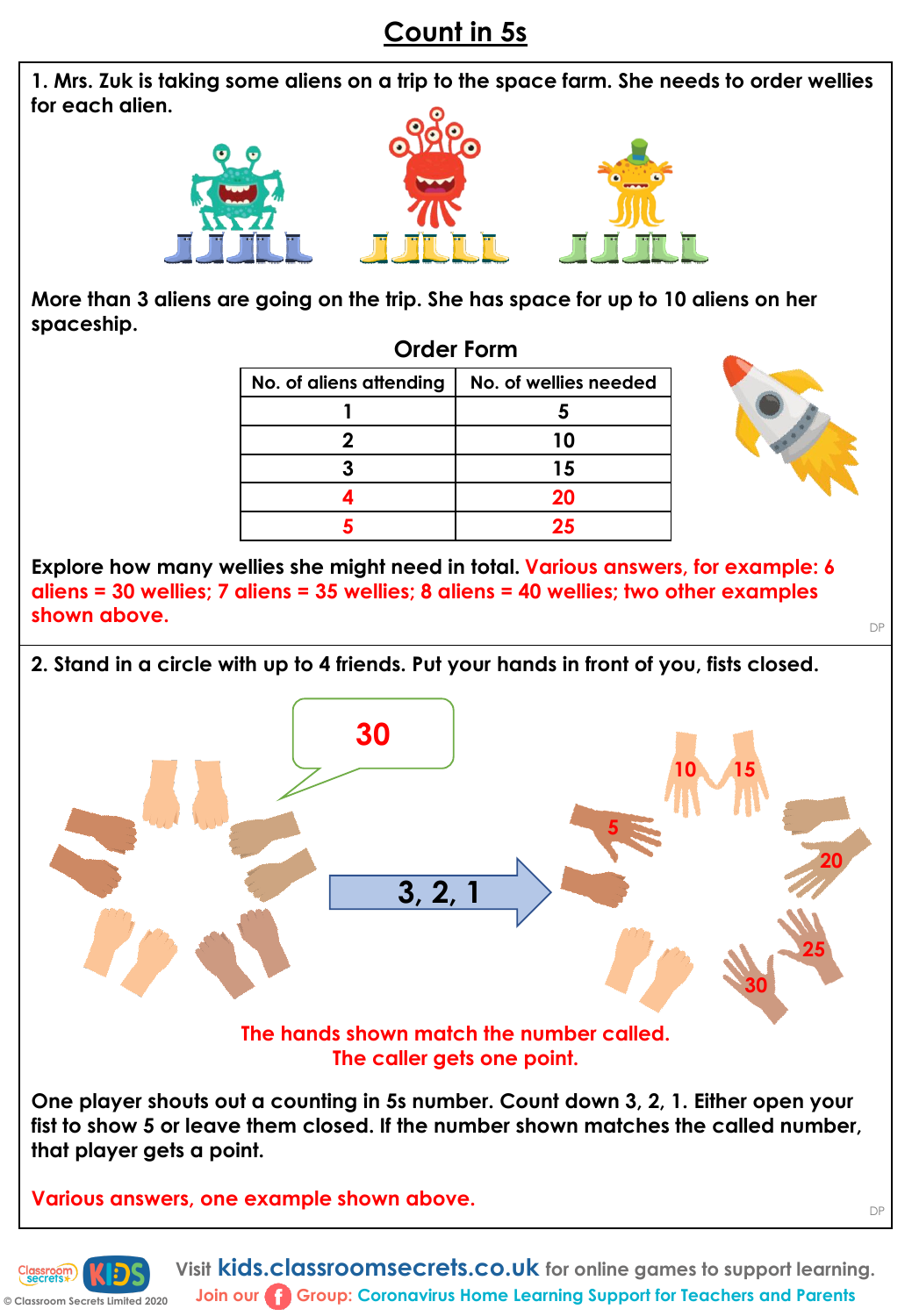# Count in 5s

1. Mrs. Zuk is taking some aliens on a trip to the space farm. She needs to order wellies for each alien.

More than 3 aliens are going on the trip. She has space for up to 10 aliens on her spaceship.

**Order Form**

| No. of aliens attending | No. of wellies needed |
|---|---|
| 1 | 5 |
| 2 | 10 |
| 3 | 15 |
| 4 | 20 |
| 5 | 25 |

Explore how many wellies she might need in total. Various answers, for example: 6 aliens = 30 wellies; 7 aliens = 35 wellies; 8 aliens = 40 wellies; two other examples shown above.

2. Stand in a circle with up to 4 friends. Put your hands in front of you, fists closed.

30

3, 2, 1

10 15 5 20 25 30

The hands shown match the number called.
The caller gets one point.

One player shouts out a counting in 5s number. Count down 3, 2, 1. Either open your fist to show 5 or leave them closed. If the number shown matches the called number, that player gets a point.

Various answers, one example shown above.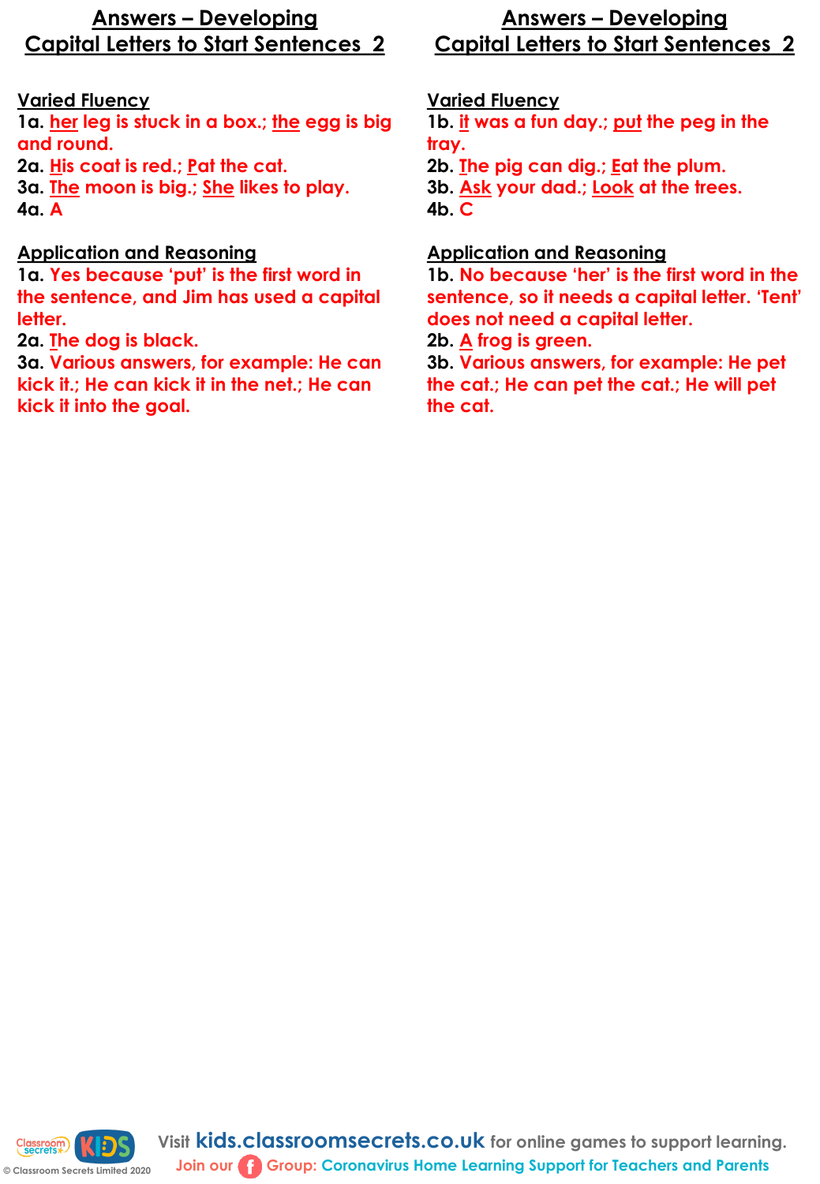# Answers – Developing Capital Letters to Start Sentences 2

## Varied Fluency

**1a.** her leg is stuck in a box.; the egg is big and round.
**2a.** His coat is red.; Pat the cat.
**3a.** The moon is big.; She likes to play.
**4a.** A

## Application and Reasoning

**1a.** Yes because 'put' is the first word in the sentence, and Jim has used a capital letter.
**2a.** The dog is black.
**3a.** Various answers, for example: He can kick it.; He can kick it in the net.; He can kick it into the goal.

# Answers – Developing Capital Letters to Start Sentences 2

## Varied Fluency

**1b.** it was a fun day.; put the peg in the tray.
**2b.** The pig can dig.; Eat the plum.
**3b.** Ask your dad.; Look at the trees.
**4b.** C

## Application and Reasoning

**1b.** No because 'her' is the first word in the sentence, so it needs a capital letter. 'Tent' does not need a capital letter.
**2b.** A frog is green.
**3b.** Various answers, for example: He pet the cat.; He can pet the cat.; He will pet the cat.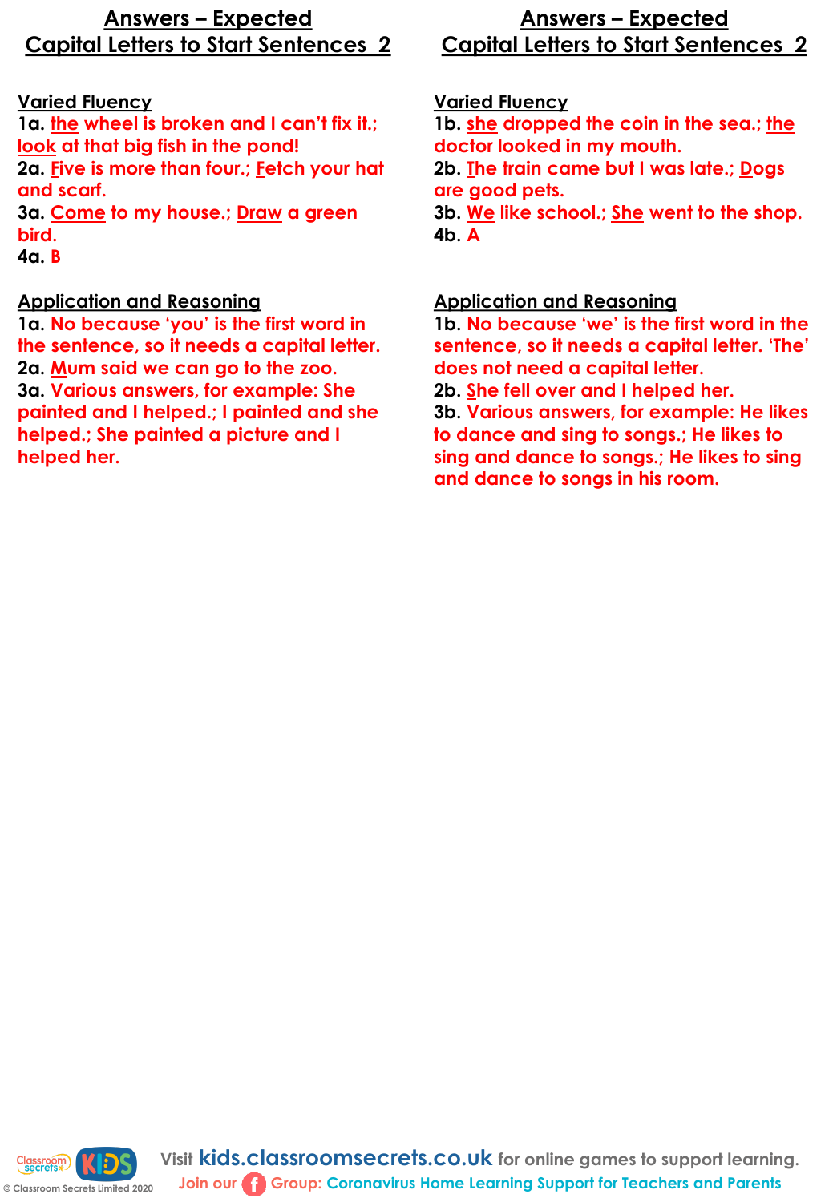## Answers – Expected
## Capital Letters to Start Sentences 2

**Varied Fluency**

**1a.** the wheel is broken and I can't fix it.; look at that big fish in the pond!

**2a.** Five is more than four.; Fetch your hat and scarf.

**3a.** Come to my house.; Draw a green bird.

**4a.** B

**Application and Reasoning**

**1a.** No because 'you' is the first word in the sentence, so it needs a capital letter.

**2a.** Mum said we can go to the zoo.

**3a.** Various answers, for example: She painted and I helped.; I painted and she helped.; She painted a picture and I helped her.

## Answers – Expected
## Capital Letters to Start Sentences 2

**Varied Fluency**

**1b.** she dropped the coin in the sea.; the doctor looked in my mouth.

**2b.** The train came but I was late.; Dogs are good pets.

**3b.** We like school.; She went to the shop.

**4b.** A

**Application and Reasoning**

**1b.** No because 'we' is the first word in the sentence, so it needs a capital letter. 'The' does not need a capital letter.

**2b.** She fell over and I helped her.

**3b.** Various answers, for example: He likes to dance and sing to songs.; He likes to sing and dance to songs.; He likes to sing and dance to songs in his room.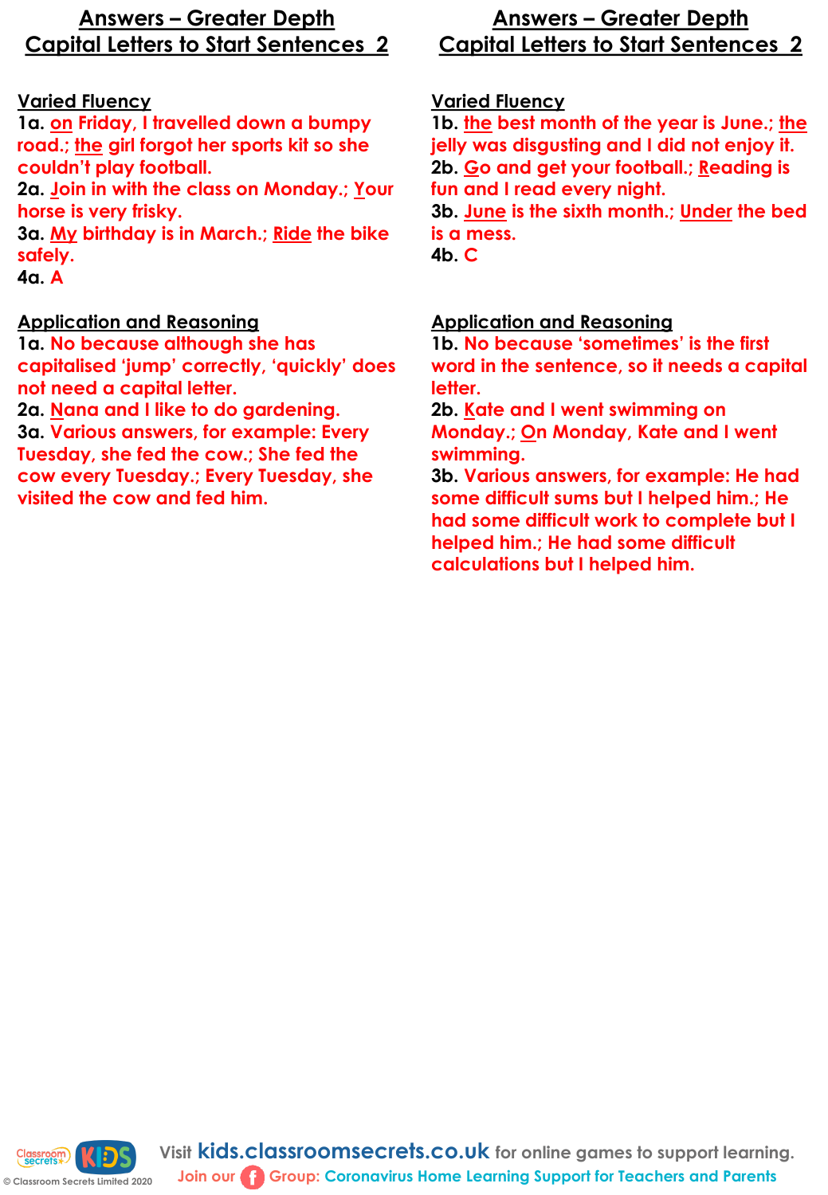# Answers – Greater Depth
## Capital Letters to Start Sentences 2

### Varied Fluency

**1a.** on Friday, I travelled down a bumpy road.; the girl forgot her sports kit so she couldn't play football.

**2a.** Join in with the class on Monday.; Your horse is very frisky.

**3a.** My birthday is in March.; Ride the bike safely.

**4a.** A

### Application and Reasoning

**1a.** No because although she has capitalised 'jump' correctly, 'quickly' does not need a capital letter.

**2a.** Nana and I like to do gardening.

**3a.** Various answers, for example: Every Tuesday, she fed the cow.; She fed the cow every Tuesday.; Every Tuesday, she visited the cow and fed him.

# Answers – Greater Depth
## Capital Letters to Start Sentences 2

### Varied Fluency

**1b.** the best month of the year is June.; the jelly was disgusting and I did not enjoy it.

**2b.** Go and get your football.; Reading is fun and I read every night.

**3b.** June is the sixth month.; Under the bed is a mess.

**4b.** C

### Application and Reasoning

**1b.** No because 'sometimes' is the first word in the sentence, so it needs a capital letter.

**2b.** Kate and I went swimming on Monday.; On Monday, Kate and I went swimming.

**3b.** Various answers, for example: He had some difficult sums but I helped him.; He had some difficult work to complete but I helped him.; He had some difficult calculations but I helped him.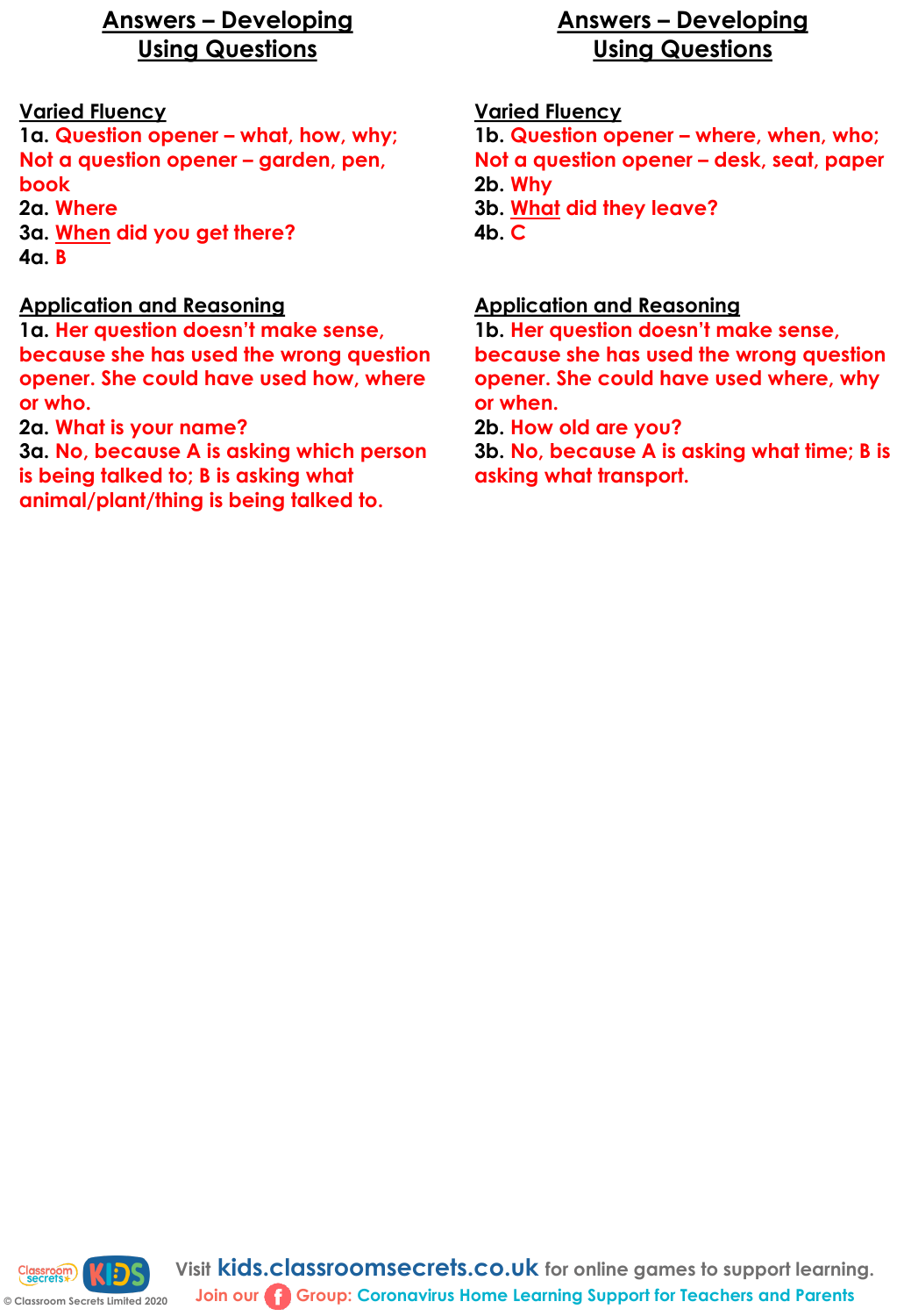## Answers – Developing Using Questions

### Varied Fluency

**1a.** Question opener – what, how, why; Not a question opener – garden, pen, book

**2a.** Where

**3a.** When did you get there?

**4a.** B

### Application and Reasoning

**1a.** Her question doesn't make sense, because she has used the wrong question opener. She could have used how, where or who.

**2a.** What is your name?

**3a.** No, because A is asking which person is being talked to; B is asking what animal/plant/thing is being talked to.

## Answers – Developing Using Questions

### Varied Fluency

**1b.** Question opener – where, when, who; Not a question opener – desk, seat, paper

**2b.** Why

**3b.** What did they leave?

**4b.** C

### Application and Reasoning

**1b.** Her question doesn't make sense, because she has used the wrong question opener. She could have used where, why or when.

**2b.** How old are you?

**3b.** No, because A is asking what time; B is asking what transport.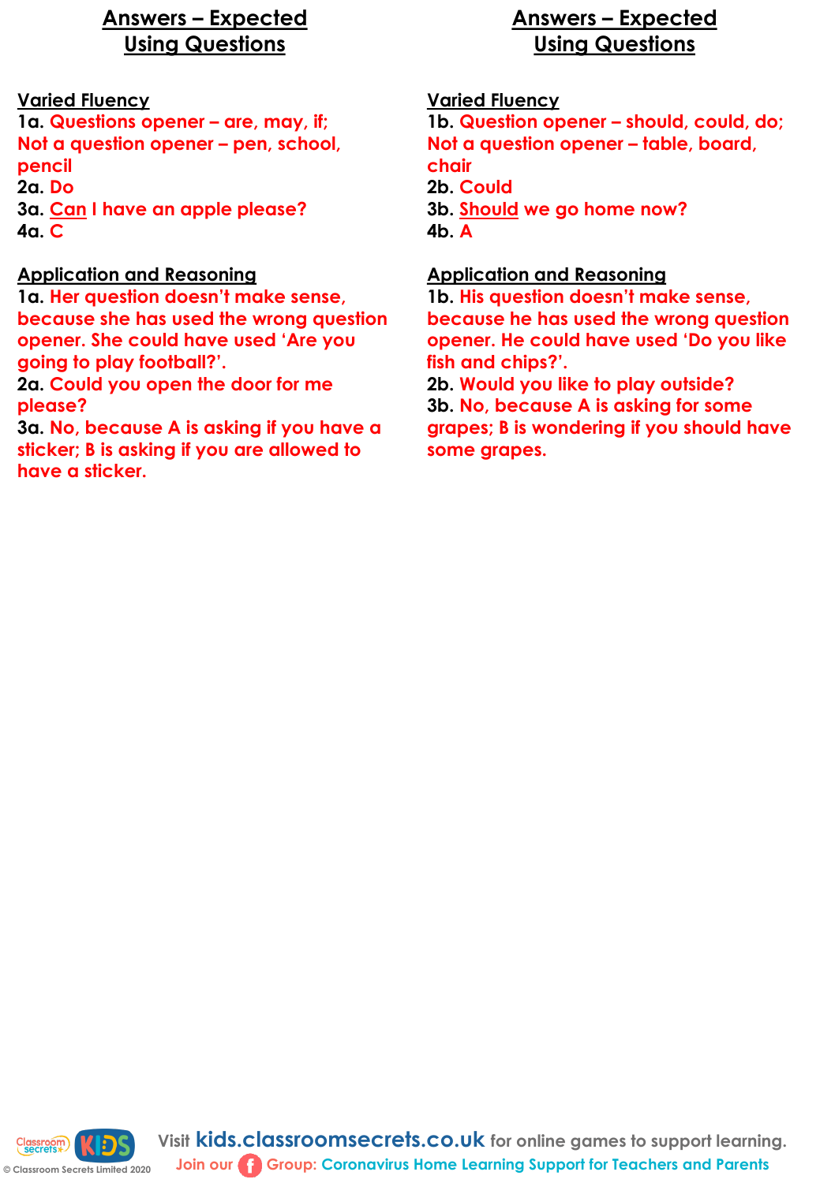## Answers – Expected Using Questions

### Varied Fluency

**1a.** Questions opener – are, may, if;
Not a question opener – pen, school, pencil

**2a.** Do

**3a.** Can I have an apple please?

**4a.** C

### Application and Reasoning

**1a.** Her question doesn't make sense, because she has used the wrong question opener. She could have used 'Are you going to play football?'.

**2a.** Could you open the door for me please?

**3a.** No, because A is asking if you have a sticker; B is asking if you are allowed to have a sticker.

## Answers – Expected Using Questions

### Varied Fluency

**1b.** Question opener – should, could, do;
Not a question opener – table, board, chair

**2b.** Could

**3b.** Should we go home now?

**4b.** A

### Application and Reasoning

**1b.** His question doesn't make sense, because he has used the wrong question opener. He could have used 'Do you like fish and chips?'.

**2b.** Would you like to play outside?

**3b.** No, because A is asking for some grapes; B is wondering if you should have some grapes.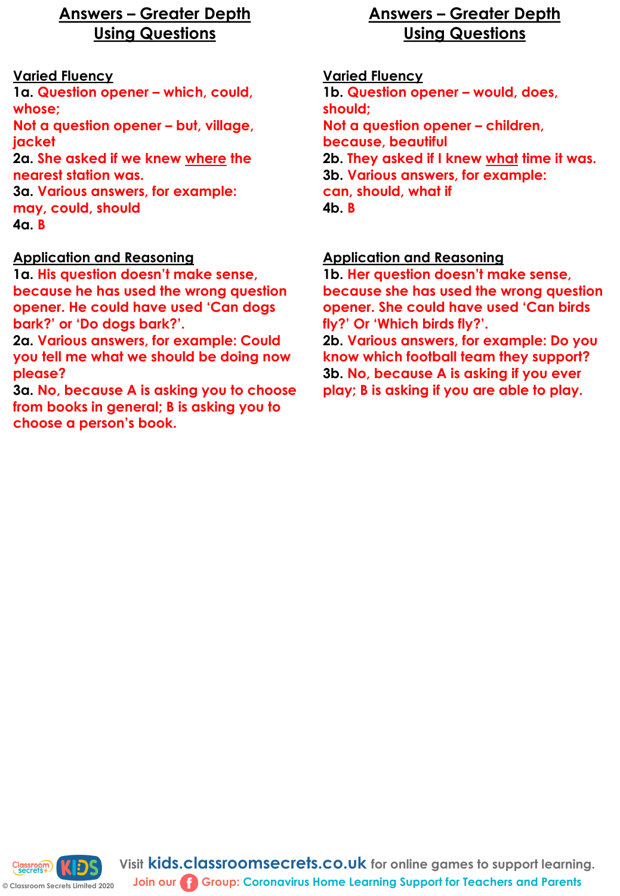## Answers – Greater Depth Using Questions

### Varied Fluency

**1a.** Question opener – which, could, whose;
Not a question opener – but, village, jacket

**2a.** She asked if we knew <u>where</u> the nearest station was.

**3a.** Various answers, for example: may, could, should

**4a.** B

### Application and Reasoning

**1a.** His question doesn't make sense, because he has used the wrong question opener. He could have used 'Can dogs bark?' or 'Do dogs bark?'.

**2a.** Various answers, for example: Could you tell me what we should be doing now please?

**3a.** No, because A is asking you to choose from books in general; B is asking you to choose a person's book.

## Answers – Greater Depth Using Questions

### Varied Fluency

**1b.** Question opener – would, does, should;
Not a question opener – children, because, beautiful

**2b.** They asked if I knew <u>what</u> time it was.

**3b.** Various answers, for example: can, should, what if

**4b.** B

### Application and Reasoning

**1b.** Her question doesn't make sense, because she has used the wrong question opener. She could have used 'Can birds fly?' Or 'Which birds fly?'.

**2b.** Various answers, for example: Do you know which football team they support?

**3b.** No, because A is asking if you ever play; B is asking if you are able to play.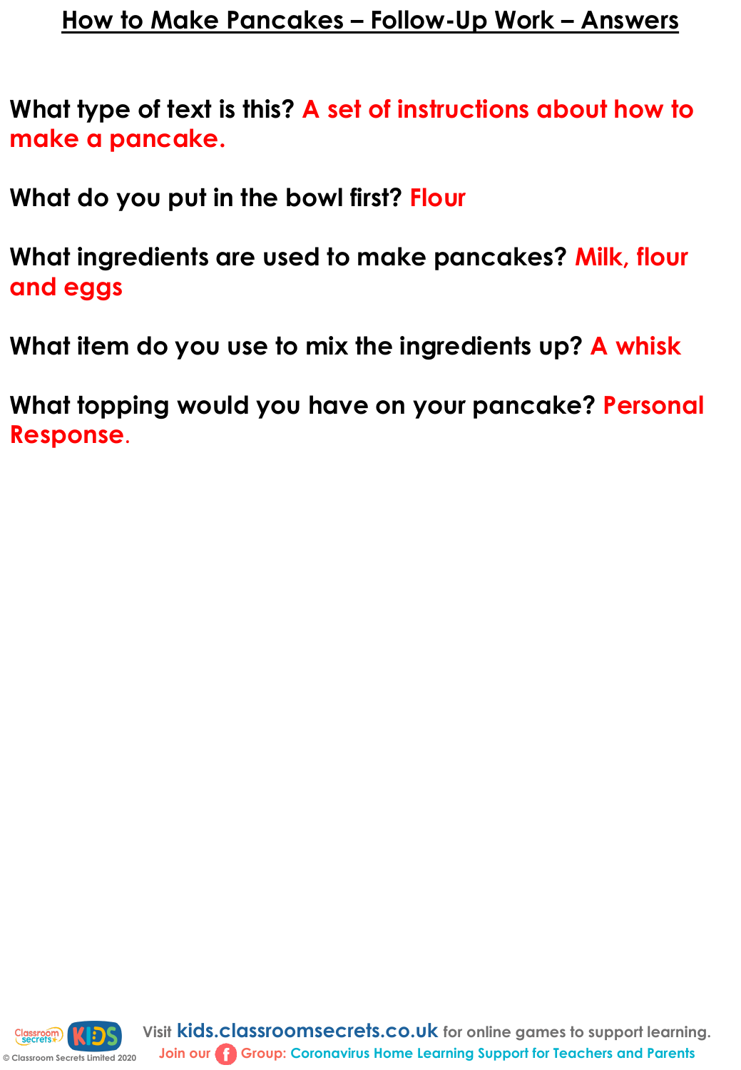# How to Make Pancakes – Follow-Up Work – Answers

**What type of text is this?** A set of instructions about how to make a pancake.

**What do you put in the bowl first?** Flour

**What ingredients are used to make pancakes?** Milk, flour and eggs

**What item do you use to mix the ingredients up?** A whisk

**What topping would you have on your pancake?** Personal Response.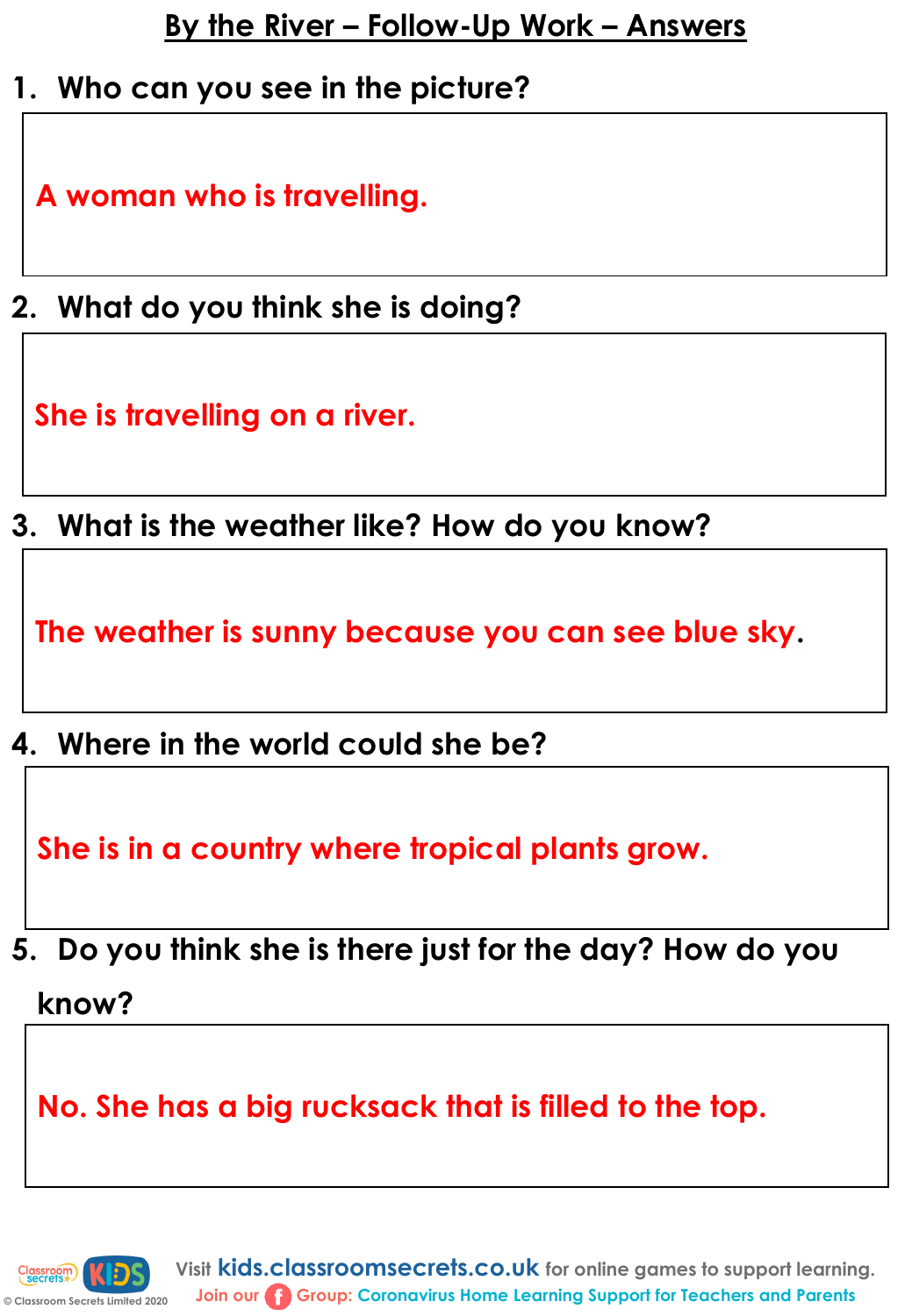# By the River – Follow-Up Work – Answers

1. **Who can you see in the picture?**

A woman who is travelling.

2. **What do you think she is doing?**

She is travelling on a river.

3. **What is the weather like? How do you know?**

The weather is sunny because you can see blue sky.

4. **Where in the world could she be?**

She is in a country where tropical plants grow.

5. **Do you think she is there just for the day? How do you know?**

No. She has a big rucksack that is filled to the top.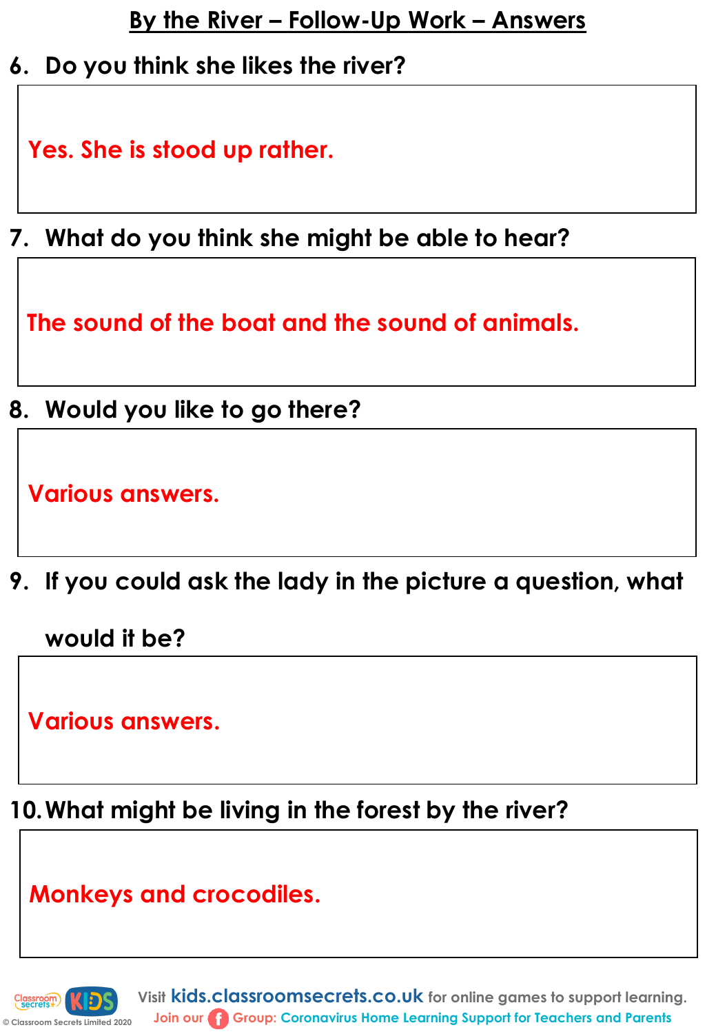# By the River – Follow-Up Work – Answers

6. Do you think she likes the river?

Yes. She is stood up rather.

7. What do you think she might be able to hear?

The sound of the boat and the sound of animals.

8. Would you like to go there?

Various answers.

9. If you could ask the lady in the picture a question, what would it be?

Various answers.

10. What might be living in the forest by the river?

Monkeys and crocodiles.

Visit kids.classroomsecrets.co.uk for online games to support learning.

Join our Group: Coronavirus Home Learning Support for Teachers and Parents

© Classroom Secrets Limited 2020